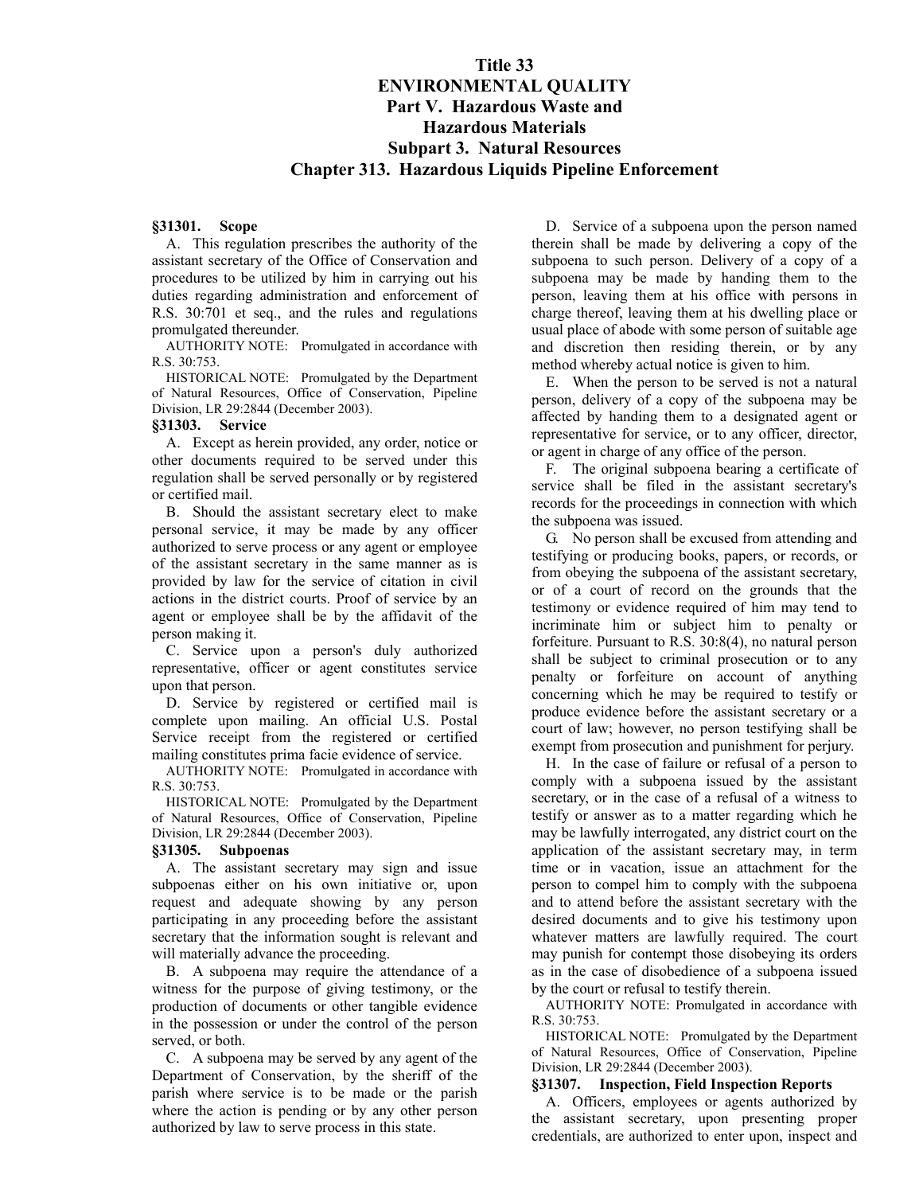# Title 33
# ENVIRONMENTAL QUALITY
## Part V. Hazardous Waste and Hazardous Materials
## Subpart 3. Natural Resources
## Chapter 313. Hazardous Liquids Pipeline Enforcement

### §31301. Scope

A. This regulation prescribes the authority of the assistant secretary of the Office of Conservation and procedures to be utilized by him in carrying out his duties regarding administration and enforcement of R.S. 30:701 et seq., and the rules and regulations promulgated thereunder.

AUTHORITY NOTE: Promulgated in accordance with R.S. 30:753.

HISTORICAL NOTE: Promulgated by the Department of Natural Resources, Office of Conservation, Pipeline Division, LR 29:2844 (December 2003).

### §31303. Service

A. Except as herein provided, any order, notice or other documents required to be served under this regulation shall be served personally or by registered or certified mail.

B. Should the assistant secretary elect to make personal service, it may be made by any officer authorized to serve process or any agent or employee of the assistant secretary in the same manner as is provided by law for the service of citation in civil actions in the district courts. Proof of service by an agent or employee shall be by the affidavit of the person making it.

C. Service upon a person's duly authorized representative, officer or agent constitutes service upon that person.

D. Service by registered or certified mail is complete upon mailing. An official U.S. Postal Service receipt from the registered or certified mailing constitutes prima facie evidence of service.

AUTHORITY NOTE: Promulgated in accordance with R.S. 30:753.

HISTORICAL NOTE: Promulgated by the Department of Natural Resources, Office of Conservation, Pipeline Division, LR 29:2844 (December 2003).

### §31305. Subpoenas

A. The assistant secretary may sign and issue subpoenas either on his own initiative or, upon request and adequate showing by any person participating in any proceeding before the assistant secretary that the information sought is relevant and will materially advance the proceeding.

B. A subpoena may require the attendance of a witness for the purpose of giving testimony, or the production of documents or other tangible evidence in the possession or under the control of the person served, or both.

C. A subpoena may be served by any agent of the Department of Conservation, by the sheriff of the parish where service is to be made or the parish where the action is pending or by any other person authorized by law to serve process in this state.

D. Service of a subpoena upon the person named therein shall be made by delivering a copy of the subpoena to such person. Delivery of a copy of a subpoena may be made by handing them to the person, leaving them at his office with persons in charge thereof, leaving them at his dwelling place or usual place of abode with some person of suitable age and discretion then residing therein, or by any method whereby actual notice is given to him.

E. When the person to be served is not a natural person, delivery of a copy of the subpoena may be affected by handing them to a designated agent or representative for service, or to any officer, director, or agent in charge of any office of the person.

F. The original subpoena bearing a certificate of service shall be filed in the assistant secretary's records for the proceedings in connection with which the subpoena was issued.

G. No person shall be excused from attending and testifying or producing books, papers, or records, or from obeying the subpoena of the assistant secretary, or of a court of record on the grounds that the testimony or evidence required of him may tend to incriminate him or subject him to penalty or forfeiture. Pursuant to R.S. 30:8(4), no natural person shall be subject to criminal prosecution or to any penalty or forfeiture on account of anything concerning which he may be required to testify or produce evidence before the assistant secretary or a court of law; however, no person testifying shall be exempt from prosecution and punishment for perjury.

H. In the case of failure or refusal of a person to comply with a subpoena issued by the assistant secretary, or in the case of a refusal of a witness to testify or answer as to a matter regarding which he may be lawfully interrogated, any district court on the application of the assistant secretary may, in term time or in vacation, issue an attachment for the person to compel him to comply with the subpoena and to attend before the assistant secretary with the desired documents and to give his testimony upon whatever matters are lawfully required. The court may punish for contempt those disobeying its orders as in the case of disobedience of a subpoena issued by the court or refusal to testify therein.

AUTHORITY NOTE: Promulgated in accordance with R.S. 30:753.

HISTORICAL NOTE: Promulgated by the Department of Natural Resources, Office of Conservation, Pipeline Division, LR 29:2844 (December 2003).

### §31307. Inspection, Field Inspection Reports

A. Officers, employees or agents authorized by the assistant secretary, upon presenting proper credentials, are authorized to enter upon, inspect and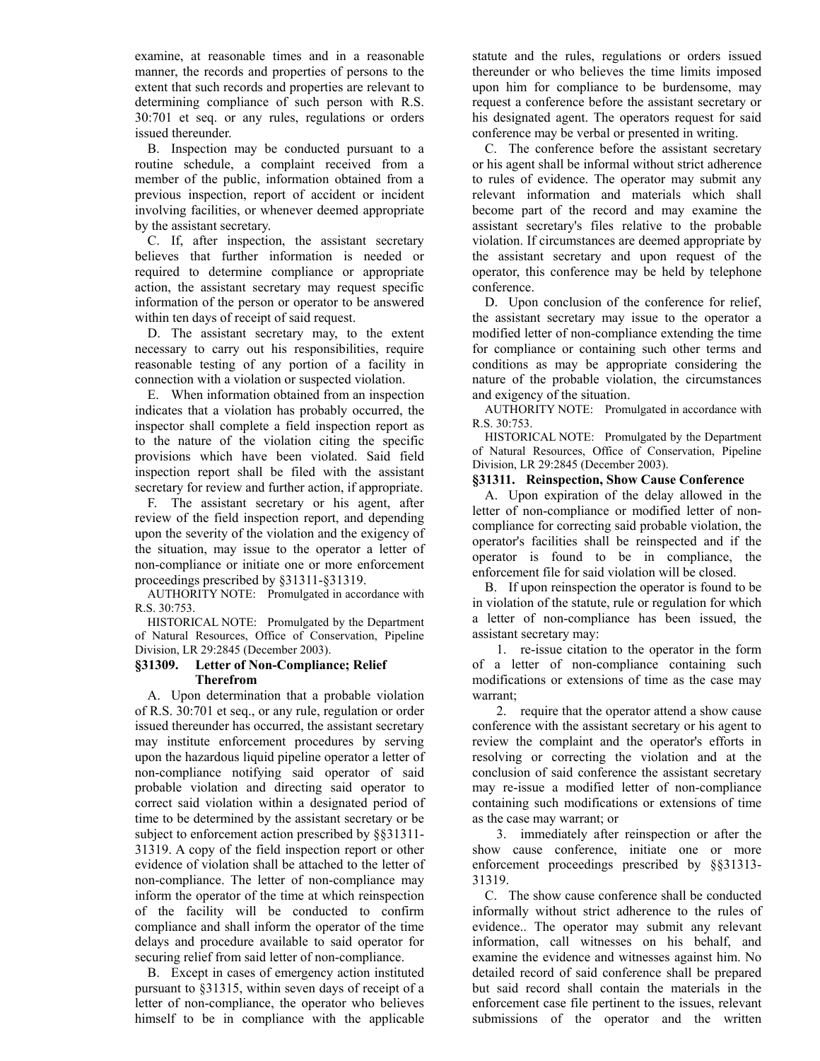examine, at reasonable times and in a reasonable manner, the records and properties of persons to the extent that such records and properties are relevant to determining compliance of such person with R.S. 30:701 et seq. or any rules, regulations or orders issued thereunder.

B. Inspection may be conducted pursuant to a routine schedule, a complaint received from a member of the public, information obtained from a previous inspection, report of accident or incident involving facilities, or whenever deemed appropriate by the assistant secretary.

C. If, after inspection, the assistant secretary believes that further information is needed or required to determine compliance or appropriate action, the assistant secretary may request specific information of the person or operator to be answered within ten days of receipt of said request.

D. The assistant secretary may, to the extent necessary to carry out his responsibilities, require reasonable testing of any portion of a facility in connection with a violation or suspected violation.

E. When information obtained from an inspection indicates that a violation has probably occurred, the inspector shall complete a field inspection report as to the nature of the violation citing the specific provisions which have been violated. Said field inspection report shall be filed with the assistant secretary for review and further action, if appropriate.

F. The assistant secretary or his agent, after review of the field inspection report, and depending upon the severity of the violation and the exigency of the situation, may issue to the operator a letter of non-compliance or initiate one or more enforcement proceedings prescribed by §31311-§31319.

AUTHORITY NOTE: Promulgated in accordance with R.S. 30:753.

HISTORICAL NOTE: Promulgated by the Department of Natural Resources, Office of Conservation, Pipeline Division, LR 29:2845 (December 2003).

### §31309. Letter of Non-Compliance; Relief Therefrom

A. Upon determination that a probable violation of R.S. 30:701 et seq., or any rule, regulation or order issued thereunder has occurred, the assistant secretary may institute enforcement procedures by serving upon the hazardous liquid pipeline operator a letter of non-compliance notifying said operator of said probable violation and directing said operator to correct said violation within a designated period of time to be determined by the assistant secretary or be subject to enforcement action prescribed by §§31311-31319. A copy of the field inspection report or other evidence of violation shall be attached to the letter of non-compliance. The letter of non-compliance may inform the operator of the time at which reinspection of the facility will be conducted to confirm compliance and shall inform the operator of the time delays and procedure available to said operator for securing relief from said letter of non-compliance.

B. Except in cases of emergency action instituted pursuant to §31315, within seven days of receipt of a letter of non-compliance, the operator who believes himself to be in compliance with the applicable statute and the rules, regulations or orders issued thereunder or who believes the time limits imposed upon him for compliance to be burdensome, may request a conference before the assistant secretary or his designated agent. The operators request for said conference may be verbal or presented in writing.

C. The conference before the assistant secretary or his agent shall be informal without strict adherence to rules of evidence. The operator may submit any relevant information and materials which shall become part of the record and may examine the assistant secretary's files relative to the probable violation. If circumstances are deemed appropriate by the assistant secretary and upon request of the operator, this conference may be held by telephone conference.

D. Upon conclusion of the conference for relief, the assistant secretary may issue to the operator a modified letter of non-compliance extending the time for compliance or containing such other terms and conditions as may be appropriate considering the nature of the probable violation, the circumstances and exigency of the situation.

AUTHORITY NOTE: Promulgated in accordance with R.S. 30:753.

HISTORICAL NOTE: Promulgated by the Department of Natural Resources, Office of Conservation, Pipeline Division, LR 29:2845 (December 2003).

### §31311. Reinspection, Show Cause Conference

A. Upon expiration of the delay allowed in the letter of non-compliance or modified letter of non-compliance for correcting said probable violation, the operator's facilities shall be reinspected and if the operator is found to be in compliance, the enforcement file for said violation will be closed.

B. If upon reinspection the operator is found to be in violation of the statute, rule or regulation for which a letter of non-compliance has been issued, the assistant secretary may:

1. re-issue citation to the operator in the form of a letter of non-compliance containing such modifications or extensions of time as the case may warrant;

2. require that the operator attend a show cause conference with the assistant secretary or his agent to review the complaint and the operator's efforts in resolving or correcting the violation and at the conclusion of said conference the assistant secretary may re-issue a modified letter of non-compliance containing such modifications or extensions of time as the case may warrant; or

3. immediately after reinspection or after the show cause conference, initiate one or more enforcement proceedings prescribed by §§31313-31319.

C. The show cause conference shall be conducted informally without strict adherence to the rules of evidence.. The operator may submit any relevant information, call witnesses on his behalf, and examine the evidence and witnesses against him. No detailed record of said conference shall be prepared but said record shall contain the materials in the enforcement case file pertinent to the issues, relevant submissions of the operator and the written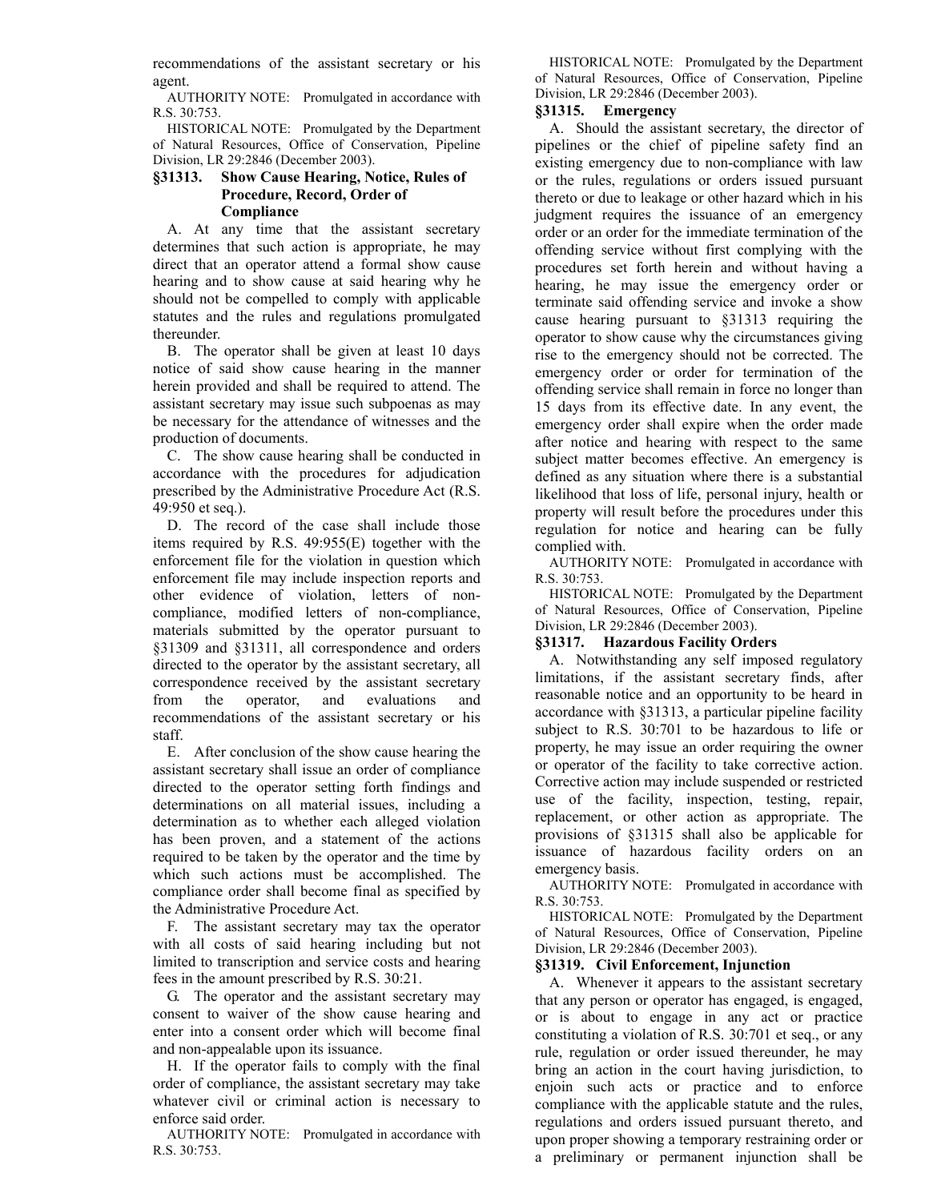recommendations of the assistant secretary or his agent.

AUTHORITY NOTE: Promulgated in accordance with R.S. 30:753.

HISTORICAL NOTE: Promulgated by the Department of Natural Resources, Office of Conservation, Pipeline Division, LR 29:2846 (December 2003).

### §31313. Show Cause Hearing, Notice, Rules of Procedure, Record, Order of Compliance

A. At any time that the assistant secretary determines that such action is appropriate, he may direct that an operator attend a formal show cause hearing and to show cause at said hearing why he should not be compelled to comply with applicable statutes and the rules and regulations promulgated thereunder.

B. The operator shall be given at least 10 days notice of said show cause hearing in the manner herein provided and shall be required to attend. The assistant secretary may issue such subpoenas as may be necessary for the attendance of witnesses and the production of documents.

C. The show cause hearing shall be conducted in accordance with the procedures for adjudication prescribed by the Administrative Procedure Act (R.S. 49:950 et seq.).

D. The record of the case shall include those items required by R.S. 49:955(E) together with the enforcement file for the violation in question which enforcement file may include inspection reports and other evidence of violation, letters of non-compliance, modified letters of non-compliance, materials submitted by the operator pursuant to §31309 and §31311, all correspondence and orders directed to the operator by the assistant secretary, all correspondence received by the assistant secretary from the operator, and evaluations and recommendations of the assistant secretary or his staff.

E. After conclusion of the show cause hearing the assistant secretary shall issue an order of compliance directed to the operator setting forth findings and determinations on all material issues, including a determination as to whether each alleged violation has been proven, and a statement of the actions required to be taken by the operator and the time by which such actions must be accomplished. The compliance order shall become final as specified by the Administrative Procedure Act.

F. The assistant secretary may tax the operator with all costs of said hearing including but not limited to transcription and service costs and hearing fees in the amount prescribed by R.S. 30:21.

G. The operator and the assistant secretary may consent to waiver of the show cause hearing and enter into a consent order which will become final and non-appealable upon its issuance.

H. If the operator fails to comply with the final order of compliance, the assistant secretary may take whatever civil or criminal action is necessary to enforce said order.

AUTHORITY NOTE: Promulgated in accordance with R.S. 30:753.

HISTORICAL NOTE: Promulgated by the Department of Natural Resources, Office of Conservation, Pipeline Division, LR 29:2846 (December 2003).

### §31315. Emergency

A. Should the assistant secretary, the director of pipelines or the chief of pipeline safety find an existing emergency due to non-compliance with law or the rules, regulations or orders issued pursuant thereto or due to leakage or other hazard which in his judgment requires the issuance of an emergency order or an order for the immediate termination of the offending service without first complying with the procedures set forth herein and without having a hearing, he may issue the emergency order or terminate said offending service and invoke a show cause hearing pursuant to §31313 requiring the operator to show cause why the circumstances giving rise to the emergency should not be corrected. The emergency order or order for termination of the offending service shall remain in force no longer than 15 days from its effective date. In any event, the emergency order shall expire when the order made after notice and hearing with respect to the same subject matter becomes effective. An emergency is defined as any situation where there is a substantial likelihood that loss of life, personal injury, health or property will result before the procedures under this regulation for notice and hearing can be fully complied with.

AUTHORITY NOTE: Promulgated in accordance with R.S. 30:753.

HISTORICAL NOTE: Promulgated by the Department of Natural Resources, Office of Conservation, Pipeline Division, LR 29:2846 (December 2003).

### §31317. Hazardous Facility Orders

A. Notwithstanding any self imposed regulatory limitations, if the assistant secretary finds, after reasonable notice and an opportunity to be heard in accordance with §31313, a particular pipeline facility subject to R.S. 30:701 to be hazardous to life or property, he may issue an order requiring the owner or operator of the facility to take corrective action. Corrective action may include suspended or restricted use of the facility, inspection, testing, repair, replacement, or other action as appropriate. The provisions of §31315 shall also be applicable for issuance of hazardous facility orders on an emergency basis.

AUTHORITY NOTE: Promulgated in accordance with R.S. 30:753.

HISTORICAL NOTE: Promulgated by the Department of Natural Resources, Office of Conservation, Pipeline Division, LR 29:2846 (December 2003).

### §31319. Civil Enforcement, Injunction

A. Whenever it appears to the assistant secretary that any person or operator has engaged, is engaged, or is about to engage in any act or practice constituting a violation of R.S. 30:701 et seq., or any rule, regulation or order issued thereunder, he may bring an action in the court having jurisdiction, to enjoin such acts or practice and to enforce compliance with the applicable statute and the rules, regulations and orders issued pursuant thereto, and upon proper showing a temporary restraining order or a preliminary or permanent injunction shall be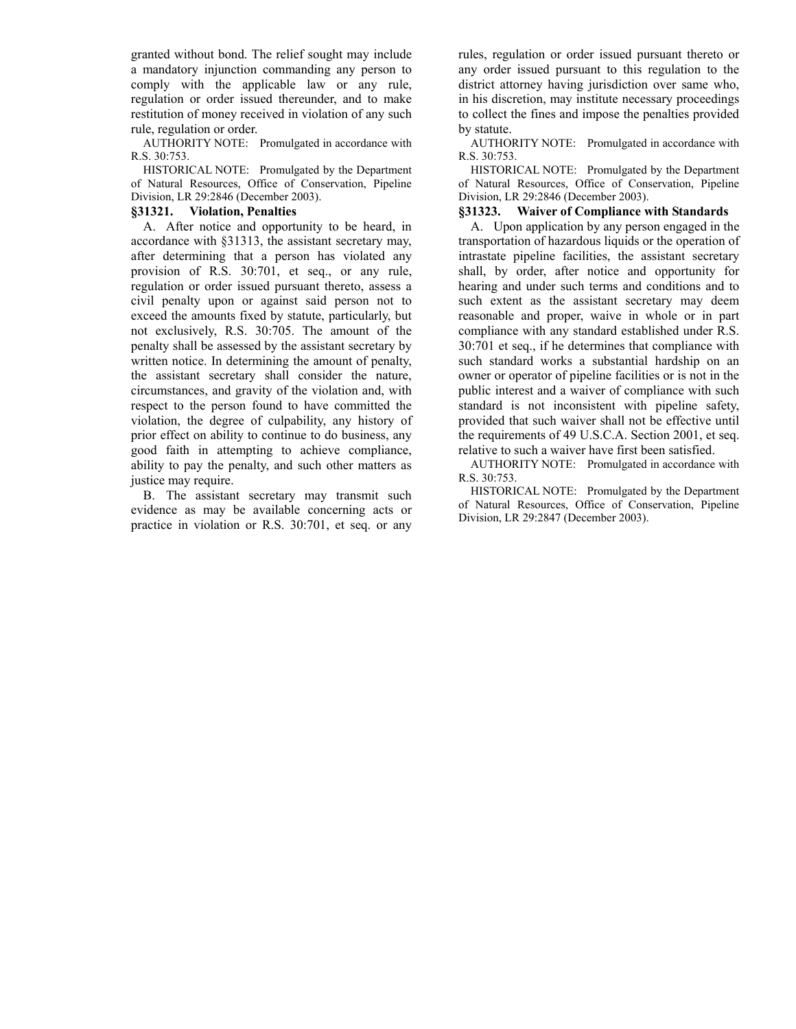granted without bond. The relief sought may include a mandatory injunction commanding any person to comply with the applicable law or any rule, regulation or order issued thereunder, and to make restitution of money received in violation of any such rule, regulation or order.

AUTHORITY NOTE: Promulgated in accordance with R.S. 30:753.

HISTORICAL NOTE: Promulgated by the Department of Natural Resources, Office of Conservation, Pipeline Division, LR 29:2846 (December 2003).

### §31321. Violation, Penalties

A. After notice and opportunity to be heard, in accordance with §31313, the assistant secretary may, after determining that a person has violated any provision of R.S. 30:701, et seq., or any rule, regulation or order issued pursuant thereto, assess a civil penalty upon or against said person not to exceed the amounts fixed by statute, particularly, but not exclusively, R.S. 30:705. The amount of the penalty shall be assessed by the assistant secretary by written notice. In determining the amount of penalty, the assistant secretary shall consider the nature, circumstances, and gravity of the violation and, with respect to the person found to have committed the violation, the degree of culpability, any history of prior effect on ability to continue to do business, any good faith in attempting to achieve compliance, ability to pay the penalty, and such other matters as justice may require.

B. The assistant secretary may transmit such evidence as may be available concerning acts or practice in violation or R.S. 30:701, et seq. or any rules, regulation or order issued pursuant thereto or any order issued pursuant to this regulation to the district attorney having jurisdiction over same who, in his discretion, may institute necessary proceedings to collect the fines and impose the penalties provided by statute.

AUTHORITY NOTE: Promulgated in accordance with R.S. 30:753.

HISTORICAL NOTE: Promulgated by the Department of Natural Resources, Office of Conservation, Pipeline Division, LR 29:2846 (December 2003).

### §31323. Waiver of Compliance with Standards

A. Upon application by any person engaged in the transportation of hazardous liquids or the operation of intrastate pipeline facilities, the assistant secretary shall, by order, after notice and opportunity for hearing and under such terms and conditions and to such extent as the assistant secretary may deem reasonable and proper, waive in whole or in part compliance with any standard established under R.S. 30:701 et seq., if he determines that compliance with such standard works a substantial hardship on an owner or operator of pipeline facilities or is not in the public interest and a waiver of compliance with such standard is not inconsistent with pipeline safety, provided that such waiver shall not be effective until the requirements of 49 U.S.C.A. Section 2001, et seq. relative to such a waiver have first been satisfied.

AUTHORITY NOTE: Promulgated in accordance with R.S. 30:753.

HISTORICAL NOTE: Promulgated by the Department of Natural Resources, Office of Conservation, Pipeline Division, LR 29:2847 (December 2003).